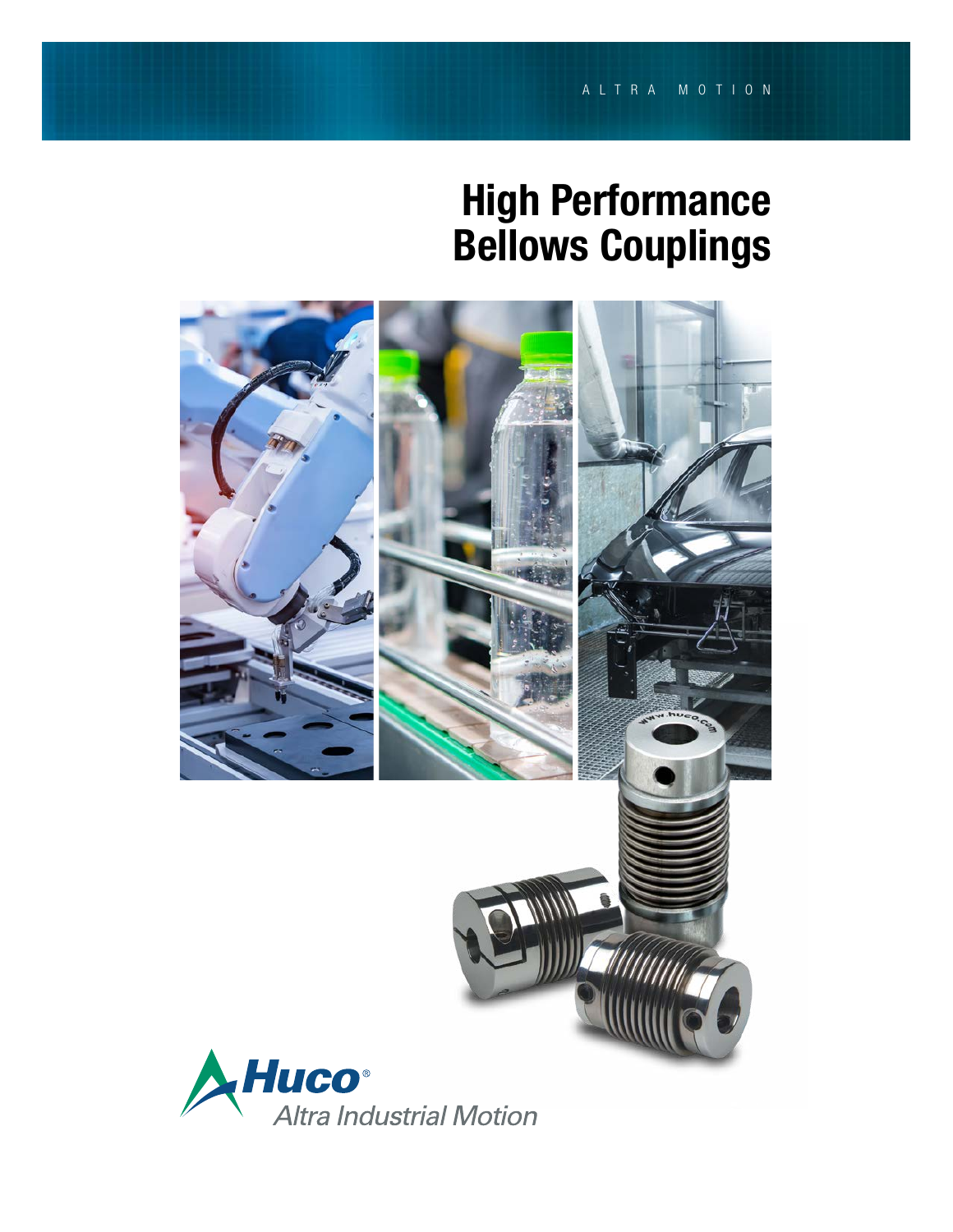ALTRA MOTION

# High Performance Bellows Couplings

Huco®
Altra Industrial Motion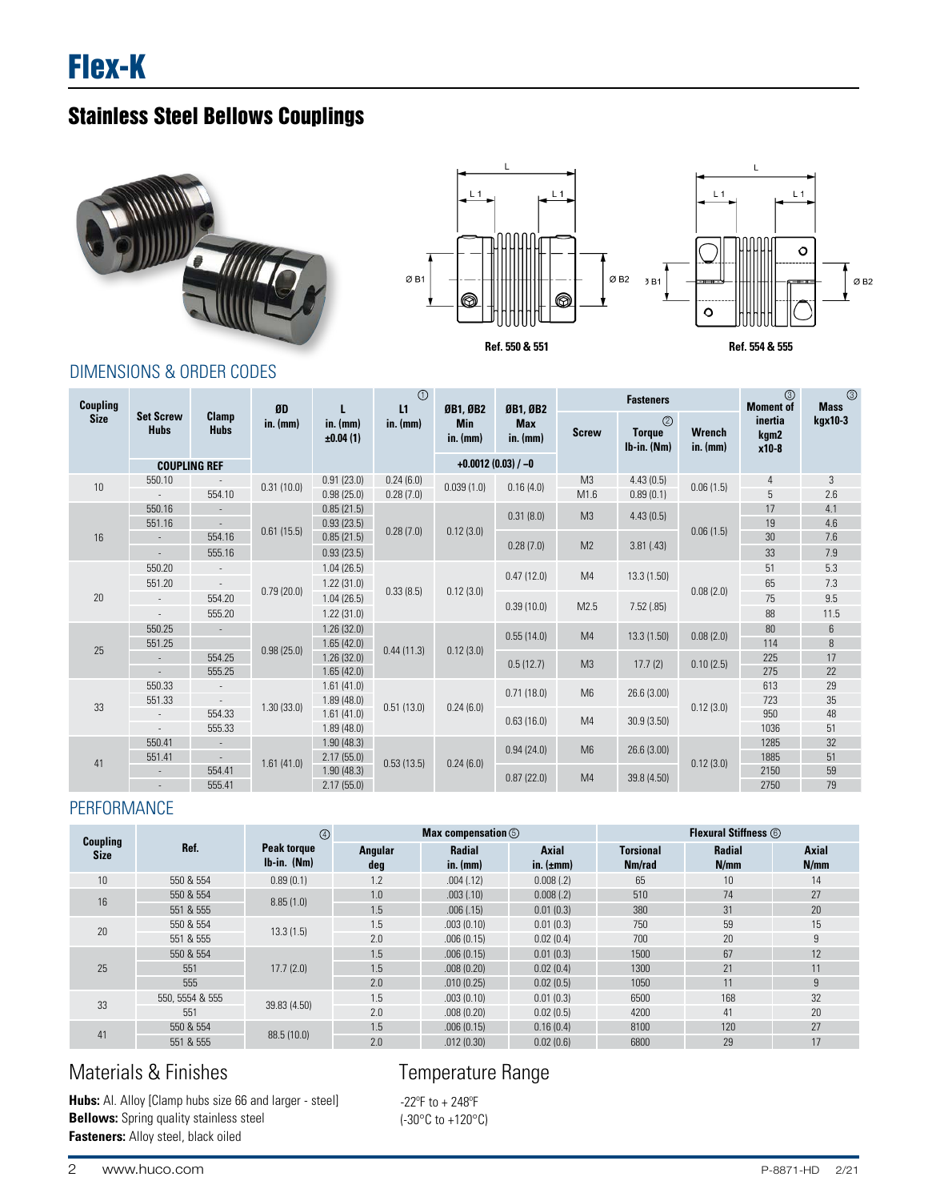# Flex-K

## Stainless Steel Bellows Couplings

Ref. 550 & 551

Ref. 554 & 555

### DIMENSIONS & ORDER CODES

| Coupling Size | Set Screw Hubs | Clamp Hubs | ØD in. (mm) | L in. (mm) ±0.04 (1) | L1 ① in. (mm) | ØB1, ØB2 Min in. (mm) | ØB1, ØB2 Max in. (mm) | Fasteners | | | Moment of inertia ③ kgm2 x10-8 | Mass ③ kgx10-3 |
|---|---|---|---|---|---|---|---|---|---|---|---|---|
| | COUPLING REF | | | | | +0.0012 (0.03) / –0 | | Screw | Torque ② lb-in. (Nm) | Wrench in. (mm) | | |
| 10 | 550.10 | - | 0.31 (10.0) | 0.91 (23.0) | 0.24 (6.0) | 0.039 (1.0) | 0.16 (4.0) | M3 | 4.43 (0.5) | 0.06 (1.5) | 4 | 3 |
| | - | 554.10 | | 0.98 (25.0) | 0.28 (7.0) | | | M1.6 | 0.89 (0.1) | | 5 | 2.6 |
| 16 | 550.16 | - | 0.61 (15.5) | 0.85 (21.5) | 0.28 (7.0) | 0.12 (3.0) | 0.31 (8.0) | M3 | 4.43 (0.5) | 0.06 (1.5) | 17 | 4.1 |
| | 551.16 | - | | 0.93 (23.5) | | | | | | | 19 | 4.6 |
| | - | 554.16 | | 0.85 (21.5) | | | 0.28 (7.0) | M2 | 3.81 (.43) | | 30 | 7.6 |
| | - | 555.16 | | 0.93 (23.5) | | | | | | | 33 | 7.9 |
| 20 | 550.20 | - | 0.79 (20.0) | 1.04 (26.5) | 0.33 (8.5) | 0.12 (3.0) | 0.47 (12.0) | M4 | 13.3 (1.50) | 0.08 (2.0) | 51 | 5.3 |
| | 551.20 | - | | 1.22 (31.0) | | | | | | | 65 | 7.3 |
| | - | 554.20 | | 1.04 (26.5) | | | 0.39 (10.0) | M2.5 | 7.52 (.85) | | 75 | 9.5 |
| | - | 555.20 | | 1.22 (31.0) | | | | | | | 88 | 11.5 |
| 25 | 550.25 | - | 0.98 (25.0) | 1.26 (32.0) | 0.44 (11.3) | 0.12 (3.0) | 0.55 (14.0) | M4 | 13.3 (1.50) | 0.08 (2.0) | 80 | 6 |
| | 551.25 | | | 1.65 (42.0) | | | | | | | 114 | 8 |
| | - | 554.25 | | 1.26 (32.0) | | | 0.5 (12.7) | M3 | 17.7 (2) | 0.10 (2.5) | 225 | 17 |
| | - | 555.25 | | 1.65 (42.0) | | | | | | | 275 | 22 |
| 33 | 550.33 | - | 1.30 (33.0) | 1.61 (41.0) | 0.51 (13.0) | 0.24 (6.0) | 0.71 (18.0) | M6 | 26.6 (3.00) | 0.12 (3.0) | 613 | 29 |
| | 551.33 | - | | 1.89 (48.0) | | | | | | | 723 | 35 |
| | - | 554.33 | | 1.61 (41.0) | | | 0.63 (16.0) | M4 | 30.9 (3.50) | | 950 | 48 |
| | - | 555.33 | | 1.89 (48.0) | | | | | | | 1036 | 51 |
| 41 | 550.41 | - | 1.61 (41.0) | 1.90 (48.3) | 0.53 (13.5) | 0.24 (6.0) | 0.94 (24.0) | M6 | 26.6 (3.00) | 0.12 (3.0) | 1285 | 32 |
| | 551.41 | - | | 2.17 (55.0) | | | | | | | 1885 | 51 |
| | - | 554.41 | | 1.90 (48.3) | | | 0.87 (22.0) | M4 | 39.8 (4.50) | | 2150 | 59 |
| | - | 555.41 | | 2.17 (55.0) | | | | | | | 2750 | 79 |

### PERFORMANCE

| Coupling Size | Ref. | Peak torque ④ lb-in. (Nm) | Max compensation ⑤ | | | Flexural Stiffness ⑥ | | |
|---|---|---|---|---|---|---|---|---|
| | | | Angular deg | Radial in. (mm) | Axial in. (±mm) | Torsional Nm/rad | Radial N/mm | Axial N/mm |
| 10 | 550 & 554 | 0.89 (0.1) | 1.2 | .004 (.12) | 0.008 (.2) | 65 | 10 | 14 |
| 16 | 550 & 554 | 8.85 (1.0) | 1.0 | .003 (.10) | 0.008 (.2) | 510 | 74 | 27 |
| | 551 & 555 | | 1.5 | .006 (.15) | 0.01 (0.3) | 380 | 31 | 20 |
| 20 | 550 & 554 | 13.3 (1.5) | 1.5 | .003 (0.10) | 0.01 (0.3) | 750 | 59 | 15 |
| | 551 & 555 | | 2.0 | .006 (0.15) | 0.02 (0.4) | 700 | 20 | 9 |
| 25 | 550 & 554 | 17.7 (2.0) | 1.5 | .006 (0.15) | 0.01 (0.3) | 1500 | 67 | 12 |
| | 551 | | 1.5 | .008 (0.20) | 0.02 (0.4) | 1300 | 21 | 11 |
| | 555 | | 2.0 | .010 (0.25) | 0.02 (0.5) | 1050 | 11 | 9 |
| 33 | 550, 5554 & 555 | 39.83 (4.50) | 1.5 | .003 (0.10) | 0.01 (0.3) | 6500 | 168 | 32 |
| | 551 | | 2.0 | .008 (0.20) | 0.02 (0.5) | 4200 | 41 | 20 |
| 41 | 550 & 554 | 88.5 (10.0) | 1.5 | .006 (0.15) | 0.16 (0.4) | 8100 | 120 | 27 |
| | 551 & 555 | | 2.0 | .012 (0.30) | 0.02 (0.6) | 6800 | 29 | 17 |

## Materials & Finishes

**Hubs:** Al. Alloy [Clamp hubs size 66 and larger - steel]
**Bellows:** Spring quality stainless steel
**Fasteners:** Alloy steel, black oiled

## Temperature Range

-22ºF to + 248ºF
(-30°C to +120°C)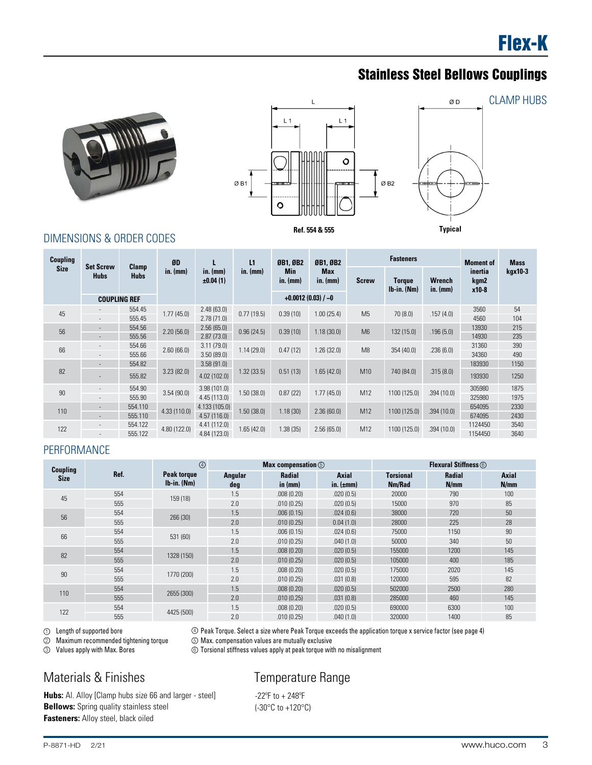# Flex-K

## Stainless Steel Bellows Couplings

CLAMP HUBS

Ref. 554 & 555

Typical

### DIMENSIONS & ORDER CODES

| Coupling Size | Set Screw Hubs | Clamp Hubs | ØD in. (mm) | L in. (mm) ±0.04 (1) | L1 in. (mm) | ØB1, ØB2 Min in. (mm) | ØB1, ØB2 Max in. (mm) | Fasteners Screw | Fasteners Torque lb-in. (Nm) | Fasteners Wrench in. (mm) | Moment of inertia kgm2 x10-8 | Mass kgx10-3 |
|---|---|---|---|---|---|---|---|---|---|---|---|---|
| | COUPLING REF | | | | | +0.0012 (0.03) / –0 | | | | | | |
| 45 | - | 554.45 | 1.77 (45.0) | 2.48 (63.0) | 0.77 (19.5) | 0.39 (10) | 1.00 (25.4) | M5 | 70 (8.0) | .157 (4.0) | 3560 | 54 |
| | - | 555.45 | | 2.78 (71.0) | | | | | | | 4560 | 104 |
| 56 | - | 554.56 | 2.20 (56.0) | 2.56 (65.0) | 0.96 (24.5) | 0.39 (10) | 1.18 (30.0) | M6 | 132 (15.0) | .196 (5.0) | 13930 | 215 |
| | - | 555.56 | | 2.87 (73.0) | | | | | | | 14930 | 235 |
| 66 | - | 554.66 | 2.60 (66.0) | 3.11 (79.0) | 1.14 (29.0) | 0.47 (12) | 1.26 (32.0) | M8 | 354 (40.0) | .236 (6.0) | 31360 | 390 |
| | - | 555.66 | | 3.50 (89.0) | | | | | | | 34360 | 490 |
| 82 | - | 554.82 | 3.23 (82.0) | 3.58 (91.0) | 1.32 (33.5) | 0.51 (13) | 1.65 (42.0) | M10 | 740 (84.0) | .315 (8.0) | 183930 | 1150 |
| | - | 555.82 | | 4.02 (102.0) | | | | | | | 193930 | 1250 |
| 90 | - | 554.90 | 3.54 (90.0) | 3.98 (101.0) | 1.50 (38.0) | 0.87 (22) | 1.77 (45.0) | M12 | 1100 (125.0) | .394 (10.0) | 305980 | 1875 |
| | - | 555.90 | | 4.45 (113.0) | | | | | | | 325980 | 1975 |
| 110 | - | 554.110 | 4.33 (110.0) | 4.133 (105.0) | 1.50 (38.0) | 1.18 (30) | 2.36 (60.0) | M12 | 1100 (125.0) | .394 (10.0) | 654095 | 2330 |
| | - | 555.110 | | 4.57 (116.0) | | | | | | | 674095 | 2430 |
| 122 | - | 554.122 | 4.80 (122.0) | 4.41 (112.0) | 1.65 (42.0) | 1.38 (35) | 2.56 (65.0) | M12 | 1100 (125.0) | .394 (10.0) | 1124450 | 3540 |
| | - | 555.122 | | 4.84 (123.0) | | | | | | | 1154450 | 3640 |

### PERFORMANCE

| Coupling Size | Ref. | Peak torque ④ lb-in. (Nm) | Max compensation ⑤ Angular deg | Radial in (mm) | Axial in. (±mm) | Flexural Stiffness ⑥ Torsional Nm/Rad | Radial N/mm | Axial N/mm |
|---|---|---|---|---|---|---|---|---|
| 45 | 554 | 159 (18) | 1.5 | .008 (0.20) | .020 (0.5) | 20000 | 790 | 100 |
| | 555 | | 2.0 | .010 (0.25) | .020 (0.5) | 15000 | 970 | 85 |
| 56 | 554 | 266 (30) | 1.5 | .006 (0.15) | .024 (0.6) | 38000 | 720 | 50 |
| | 555 | | 2.0 | .010 (0.25) | 0.04 (1.0) | 28000 | 225 | 28 |
| 66 | 554 | 531 (60) | 1.5 | .006 (0.15) | .024 (0.6) | 75000 | 1150 | 90 |
| | 555 | | 2.0 | .010 (0.25) | .040 (1.0) | 50000 | 340 | 50 |
| 82 | 554 | 1328 (150) | 1.5 | .008 (0.20) | .020 (0.5) | 155000 | 1200 | 145 |
| | 555 | | 2.0 | .010 (0.25) | .020 (0.5) | 105000 | 400 | 185 |
| 90 | 554 | 1770 (200) | 1.5 | .008 (0.20) | .020 (0.5) | 175000 | 2020 | 145 |
| | 555 | | 2.0 | .010 (0.25) | .031 (0.8) | 120000 | 595 | 82 |
| 110 | 554 | 2655 (300) | 1.5 | .008 (0.20) | .020 (0.5) | 502000 | 2500 | 280 |
| | 555 | | 2.0 | .010 (0.25) | .031 (0.8) | 285000 | 460 | 145 |
| 122 | 554 | 4425 (500) | 1.5 | .008 (0.20) | .020 (0.5) | 690000 | 6300 | 100 |
| | 555 | | 2.0 | .010 (0.25) | .040 (1.0) | 320000 | 1400 | 85 |

① Length of supported bore
② Maximum recommended tightening torque
③ Values apply with Max. Bores
④ Peak Torque. Select a size where Peak Torque exceeds the application torque x service factor (see page 4)
⑤ Max. compensation values are mutually exclusive
⑥ Torsional stiffness values apply at peak torque with no misalignment

## Materials & Finishes

**Hubs:** Al. Alloy [Clamp hubs size 66 and larger - steel]
**Bellows:** Spring quality stainless steel
**Fasteners:** Alloy steel, black oiled

## Temperature Range

-22ºF to + 248ºF
(-30°C to +120°C)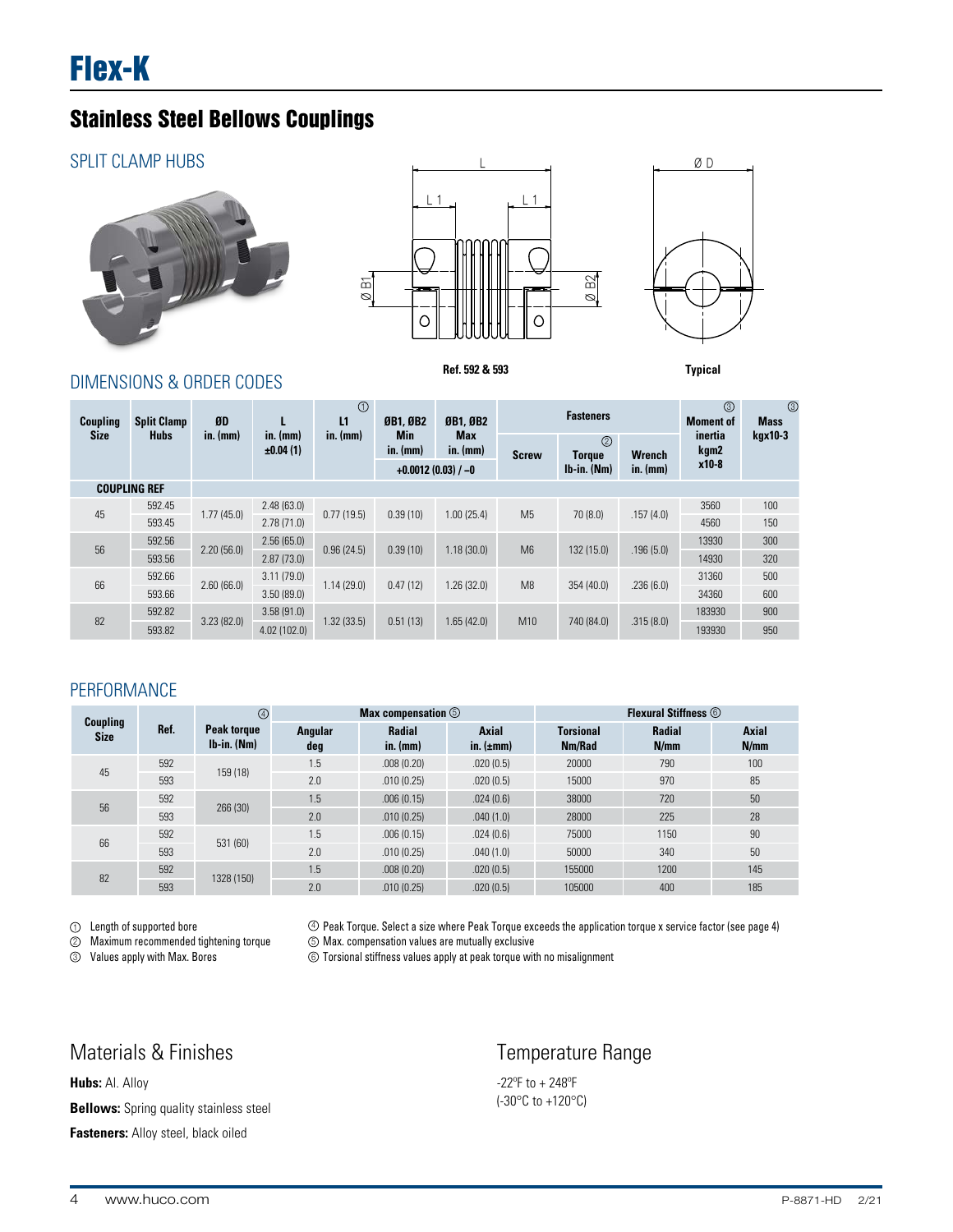# Flex-K

## Stainless Steel Bellows Couplings

### SPLIT CLAMP HUBS

Ref. 592 & 593

Typical

### DIMENSIONS & ORDER CODES

| Coupling Size | Split Clamp Hubs | ØD in. (mm) | L in. (mm) ±0.04 (1) | L1 ① in. (mm) | ØB1, ØB2 Min in. (mm) | ØB1, ØB2 Max in. (mm) | Fasteners | | | Moment of inertia ③ kgm2 x10-8 | Mass ③ kgx10-3 |
|---|---|---|---|---|---|---|---|---|---|---|---|
| | | | | | +0.0012 (0.03) / –0 | | Screw | Torque ② lb-in. (Nm) | Wrench in. (mm) | | |
| COUPLING REF | | | | | | | | | | | |
| 45 | 592.45 | 1.77 (45.0) | 2.48 (63.0) | 0.77 (19.5) | 0.39 (10) | 1.00 (25.4) | M5 | 70 (8.0) | .157 (4.0) | 3560 | 100 |
| | 593.45 | | 2.78 (71.0) | | | | | | | 4560 | 150 |
| 56 | 592.56 | 2.20 (56.0) | 2.56 (65.0) | 0.96 (24.5) | 0.39 (10) | 1.18 (30.0) | M6 | 132 (15.0) | .196 (5.0) | 13930 | 300 |
| | 593.56 | | 2.87 (73.0) | | | | | | | 14930 | 320 |
| 66 | 592.66 | 2.60 (66.0) | 3.11 (79.0) | 1.14 (29.0) | 0.47 (12) | 1.26 (32.0) | M8 | 354 (40.0) | .236 (6.0) | 31360 | 500 |
| | 593.66 | | 3.50 (89.0) | | | | | | | 34360 | 600 |
| 82 | 592.82 | 3.23 (82.0) | 3.58 (91.0) | 1.32 (33.5) | 0.51 (13) | 1.65 (42.0) | M10 | 740 (84.0) | .315 (8.0) | 183930 | 900 |
| | 593.82 | | 4.02 (102.0) | | | | | | | 193930 | 950 |

### PERFORMANCE

| Coupling Size | Ref. | Peak torque ④ lb-in. (Nm) | Max compensation ⑤ | | | Flexural Stiffness ⑥ | | |
|---|---|---|---|---|---|---|---|---|
| | | | Angular deg | Radial in. (mm) | Axial in. (±mm) | Torsional Nm/Rad | Radial N/mm | Axial N/mm |
| 45 | 592 | 159 (18) | 1.5 | .008 (0.20) | .020 (0.5) | 20000 | 790 | 100 |
| | 593 | | 2.0 | .010 (0.25) | .020 (0.5) | 15000 | 970 | 85 |
| 56 | 592 | 266 (30) | 1.5 | .006 (0.15) | .024 (0.6) | 38000 | 720 | 50 |
| | 593 | | 2.0 | .010 (0.25) | .040 (1.0) | 28000 | 225 | 28 |
| 66 | 592 | 531 (60) | 1.5 | .006 (0.15) | .024 (0.6) | 75000 | 1150 | 90 |
| | 593 | | 2.0 | .010 (0.25) | .040 (1.0) | 50000 | 340 | 50 |
| 82 | 592 | 1328 (150) | 1.5 | .008 (0.20) | .020 (0.5) | 155000 | 1200 | 145 |
| | 593 | | 2.0 | .010 (0.25) | .020 (0.5) | 105000 | 400 | 185 |

① Length of supported bore
② Maximum recommended tightening torque
③ Values apply with Max. Bores
④ Peak Torque. Select a size where Peak Torque exceeds the application torque x service factor (see page 4)
⑤ Max. compensation values are mutually exclusive
⑥ Torsional stiffness values apply at peak torque with no misalignment

## Materials & Finishes

**Hubs:** Al. Alloy

**Bellows:** Spring quality stainless steel

**Fasteners:** Alloy steel, black oiled

## Temperature Range

-22°F to + 248°F
(-30°C to +120°C)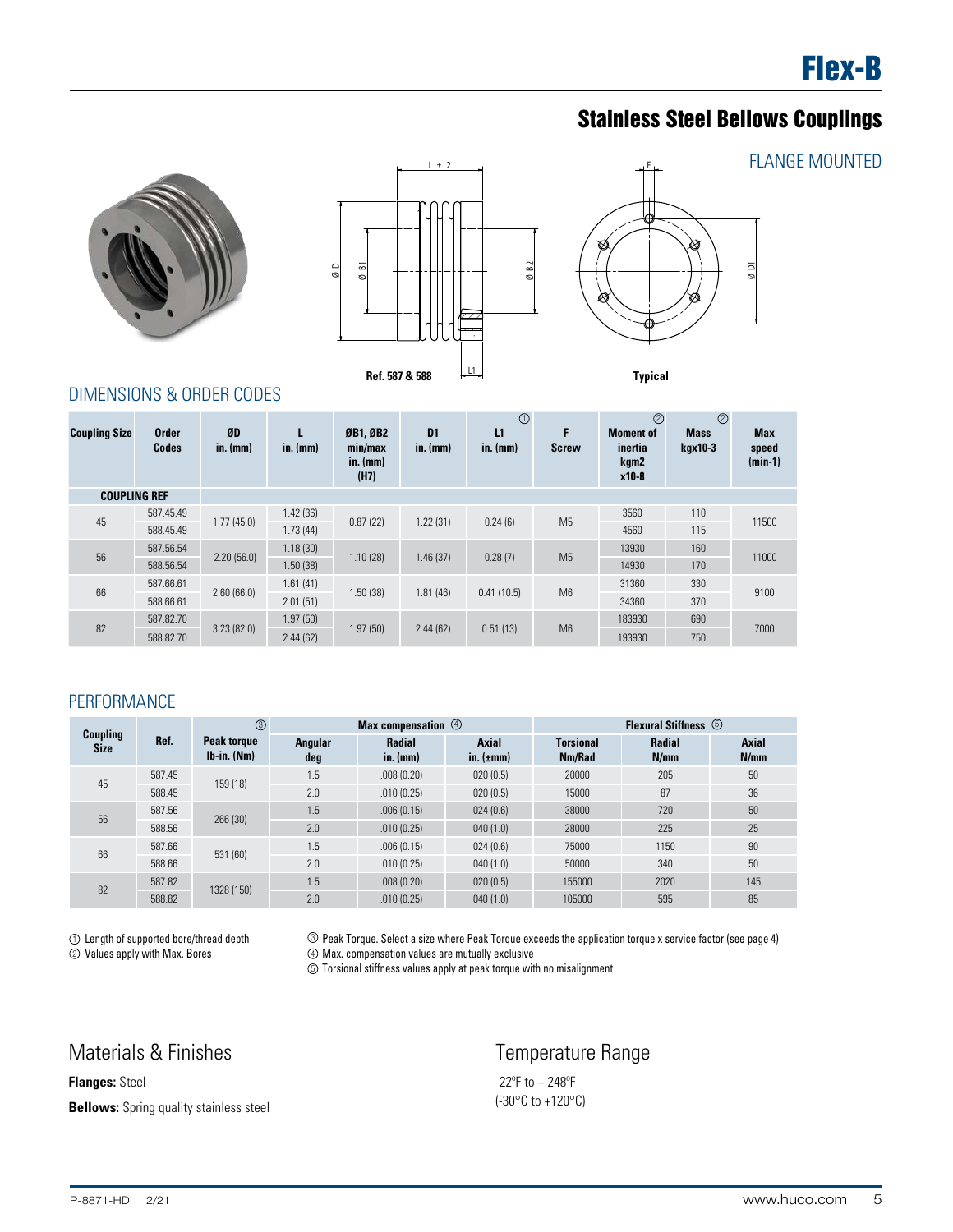# Flex-B

## Stainless Steel Bellows Couplings

FLANGE MOUNTED

Ref. 587 & 588

Typical

### DIMENSIONS & ORDER CODES

| Coupling Size | Order Codes | ØD in. (mm) | L in. (mm) | ØB1, ØB2 min/max in. (mm) (H7) | D1 in. (mm) | L1 in. (mm) ① | F Screw | Moment of inertia kgm2 x10-8 ② | Mass kgx10-3 ② | Max speed (min-1) |
|---|---|---|---|---|---|---|---|---|---|---|
| COUPLING REF | | | | | | | | | | |
| 45 | 587.45.49 | 1.77 (45.0) | 1.42 (36) | 0.87 (22) | 1.22 (31) | 0.24 (6) | M5 | 3560 | 110 | 11500 |
| | 588.45.49 | | 1.73 (44) | | | | | 4560 | 115 | |
| 56 | 587.56.54 | 2.20 (56.0) | 1.18 (30) | 1.10 (28) | 1.46 (37) | 0.28 (7) | M5 | 13930 | 160 | 11000 |
| | 588.56.54 | | 1.50 (38) | | | | | 14930 | 170 | |
| 66 | 587.66.61 | 2.60 (66.0) | 1.61 (41) | 1.50 (38) | 1.81 (46) | 0.41 (10.5) | M6 | 31360 | 330 | 9100 |
| | 588.66.61 | | 2.01 (51) | | | | | 34360 | 370 | |
| 82 | 587.82.70 | 3.23 (82.0) | 1.97 (50) | 1.97 (50) | 2.44 (62) | 0.51 (13) | M6 | 183930 | 690 | 7000 |
| | 588.82.70 | | 2.44 (62) | | | | | 193930 | 750 | |

### PERFORMANCE

| Coupling Size | Ref. | Peak torque lb-in. (Nm) ③ | Max compensation ④ | | | Flexural Stiffness ⑤ | | |
|---|---|---|---|---|---|---|---|---|
| | | | Angular deg | Radial in. (mm) | Axial in. (±mm) | Torsional Nm/Rad | Radial N/mm | Axial N/mm |
| 45 | 587.45 | 159 (18) | 1.5 | .008 (0.20) | .020 (0.5) | 20000 | 205 | 50 |
| | 588.45 | | 2.0 | .010 (0.25) | .020 (0.5) | 15000 | 87 | 36 |
| 56 | 587.56 | 266 (30) | 1.5 | .006 (0.15) | .024 (0.6) | 38000 | 720 | 50 |
| | 588.56 | | 2.0 | .010 (0.25) | .040 (1.0) | 28000 | 225 | 25 |
| 66 | 587.66 | 531 (60) | 1.5 | .006 (0.15) | .024 (0.6) | 75000 | 1150 | 90 |
| | 588.66 | | 2.0 | .010 (0.25) | .040 (1.0) | 50000 | 340 | 50 |
| 82 | 587.82 | 1328 (150) | 1.5 | .008 (0.20) | .020 (0.5) | 155000 | 2020 | 145 |
| | 588.82 | | 2.0 | .010 (0.25) | .040 (1.0) | 105000 | 595 | 85 |

① Length of supported bore/thread depth
② Values apply with Max. Bores
③ Peak Torque. Select a size where Peak Torque exceeds the application torque x service factor (see page 4)
④ Max. compensation values are mutually exclusive
⑤ Torsional stiffness values apply at peak torque with no misalignment

## Materials & Finishes

**Flanges:** Steel

**Bellows:** Spring quality stainless steel

## Temperature Range

-22ºF to + 248ºF
(-30°C to +120°C)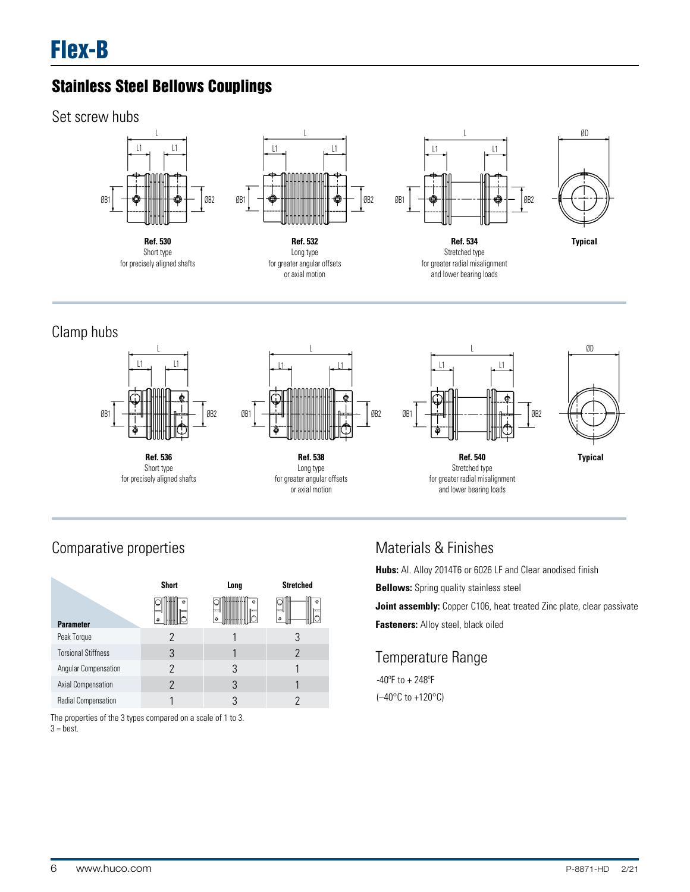# Flex-B

## Stainless Steel Bellows Couplings

### Set screw hubs

**Ref. 530**
Short type
for precisely aligned shafts

**Ref. 532**
Long type
for greater angular offsets
or axial motion

**Ref. 534**
Stretched type
for greater radial misalignment
and lower bearing loads

**Typical**

### Clamp hubs

**Ref. 536**
Short type
for precisely aligned shafts

**Ref. 538**
Long type
for greater angular offsets
or axial motion

**Ref. 540**
Stretched type
for greater radial misalignment
and lower bearing loads

**Typical**

### Comparative properties

| Parameter | Short | Long | Stretched |
|---|---|---|---|
| Peak Torque | 2 | 1 | 3 |
| Torsional Stiffness | 3 | 1 | 2 |
| Angular Compensation | 2 | 3 | 1 |
| Axial Compensation | 2 | 3 | 1 |
| Radial Compensation | 1 | 3 | 2 |

The properties of the 3 types compared on a scale of 1 to 3.
3 = best.

### Materials & Finishes

**Hubs:** Al. Alloy 2014T6 or 6026 LF and Clear anodised finish

**Bellows:** Spring quality stainless steel

**Joint assembly:** Copper C106, heat treated Zinc plate, clear passivate

**Fasteners:** Alloy steel, black oiled

### Temperature Range

-40ºF to + 248ºF
(–40°C to +120°C)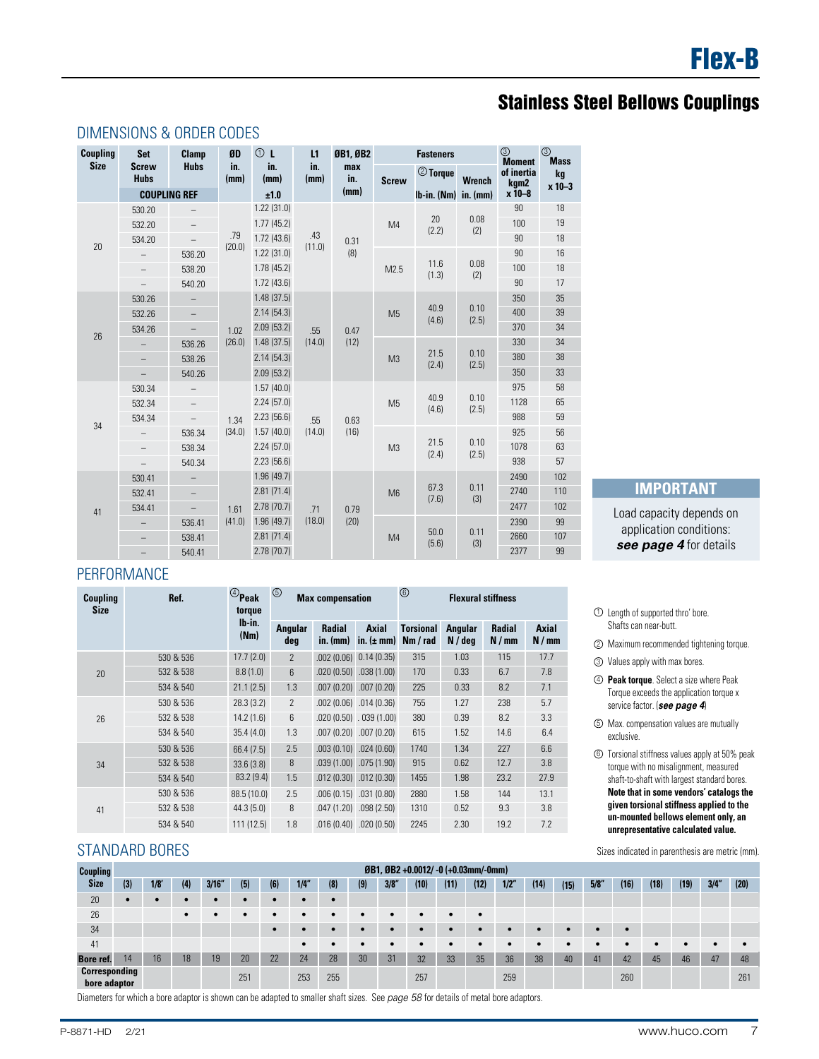# Flex-B

## Stainless Steel Bellows Couplings

### DIMENSIONS & ORDER CODES

| Coupling Size | Set Screw Hubs (COUPLING REF) | Clamp Hubs (COUPLING REF) | ØD in. (mm) | ① L in. (mm) ±1.0 | L1 in. (mm) | ØB1, ØB2 max in. (mm) | Fasteners Screw | ② Torque lb-in. (Nm) | Wrench in. (mm) | ③ Moment of inertia kgm2 x 10–8 | ③ Mass kg x 10–3 |
|---|---|---|---|---|---|---|---|---|---|---|---|
| 20 | 530.20 | – | .79 (20.0) | 1.22 (31.0) | .43 (11.0) | 0.31 (8) | M4 | 20 (2.2) | 0.08 (2) | 90 | 18 |
| | 532.20 | – | | 1.77 (45.2) | | | | | | 100 | 19 |
| | 534.20 | – | | 1.72 (43.6) | | | | | | 90 | 18 |
| | – | 536.20 | | 1.22 (31.0) | | | M2.5 | 11.6 (1.3) | 0.08 (2) | 90 | 16 |
| | – | 538.20 | | 1.78 (45.2) | | | | | | 100 | 18 |
| | – | 540.20 | | 1.72 (43.6) | | | | | | 90 | 17 |
| 26 | 530.26 | – | 1.02 (26.0) | 1.48 (37.5) | .55 (14.0) | 0.47 (12) | M5 | 40.9 (4.6) | 0.10 (2.5) | 350 | 35 |
| | 532.26 | – | | 2.14 (54.3) | | | | | | 400 | 39 |
| | 534.26 | – | | 2.09 (53.2) | | | | | | 370 | 34 |
| | – | 536.26 | | 1.48 (37.5) | | | M3 | 21.5 (2.4) | 0.10 (2.5) | 330 | 34 |
| | – | 538.26 | | 2.14 (54.3) | | | | | | 380 | 38 |
| | – | 540.26 | | 2.09 (53.2) | | | | | | 350 | 33 |
| 34 | 530.34 | – | 1.34 (34.0) | 1.57 (40.0) | .55 (14.0) | 0.63 (16) | M5 | 40.9 (4.6) | 0.10 (2.5) | 975 | 58 |
| | 532.34 | – | | 2.24 (57.0) | | | | | | 1128 | 65 |
| | 534.34 | – | | 2.23 (56.6) | | | | | | 988 | 59 |
| | – | 536.34 | | 1.57 (40.0) | | | M3 | 21.5 (2.4) | 0.10 (2.5) | 925 | 56 |
| | – | 538.34 | | 2.24 (57.0) | | | | | | 1078 | 63 |
| | – | 540.34 | | 2.23 (56.6) | | | | | | 938 | 57 |
| 41 | 530.41 | – | 1.61 (41.0) | 1.96 (49.7) | .71 (18.0) | 0.79 (20) | M6 | 67.3 (7.6) | 0.11 (3) | 2490 | 102 |
| | 532.41 | – | | 2.81 (71.4) | | | | | | 2740 | 110 |
| | 534.41 | – | | 2.78 (70.7) | | | | | | 2477 | 102 |
| | – | 536.41 | | 1.96 (49.7) | | | M4 | 50.0 (5.6) | 0.11 (3) | 2390 | 99 |
| | – | 538.41 | | 2.81 (71.4) | | | | | | 2660 | 107 |
| | – | 540.41 | | 2.78 (70.7) | | | | | | 2377 | 99 |

**IMPORTANT**

Load capacity depends on application conditions: ***see page 4*** for details

### PERFORMANCE

| Coupling Size | Ref. | ④ Peak torque lb-in. (Nm) | ⑤ Max compensation Angular deg | Radial in. (mm) | Axial in. (± mm) | ⑥ Flexural stiffness Torsional Nm / rad | Angular N / deg | Radial N / mm | Axial N / mm |
|---|---|---|---|---|---|---|---|---|---|
| 20 | 530 & 536 | 17.7 (2.0) | 2 | .002 (0.06) | 0.14 (0.35) | 315 | 1.03 | 115 | 17.7 |
| | 532 & 538 | 8.8 (1.0) | 6 | .020 (0.50) | .038 (1.00) | 170 | 0.33 | 6.7 | 7.8 |
| | 534 & 540 | 21.1 (2.5) | 1.3 | .007 (0.20) | .007 (0.20) | 225 | 0.33 | 8.2 | 7.1 |
| 26 | 530 & 536 | 28.3 (3.2) | 2 | .002 (0.06) | .014 (0.36) | 755 | 1.27 | 238 | 5.7 |
| | 532 & 538 | 14.2 (1.6) | 6 | .020 (0.50) | . 039 (1.00) | 380 | 0.39 | 8.2 | 3.3 |
| | 534 & 540 | 35.4 (4.0) | 1.3 | .007 (0.20) | .007 (0.20) | 615 | 1.52 | 14.6 | 6.4 |
| 34 | 530 & 536 | 66.4 (7.5) | 2.5 | .003 (0.10) | .024 (0.60) | 1740 | 1.34 | 227 | 6.6 |
| | 532 & 538 | 33.6 (3.8) | 8 | .039 (1.00) | .075 (1.90) | 915 | 0.62 | 12.7 | 3.8 |
| | 534 & 540 | 83.2 (9.4) | 1.5 | .012 (0.30) | .012 (0.30) | 1455 | 1.98 | 23.2 | 27.9 |
| 41 | 530 & 536 | 88.5 (10.0) | 2.5 | .006 (0.15) | .031 (0.80) | 2880 | 1.58 | 144 | 13.1 |
| | 532 & 538 | 44.3 (5.0) | 8 | .047 (1.20) | .098 (2.50) | 1310 | 0.52 | 9.3 | 3.8 |
| | 534 & 540 | 111 (12.5) | 1.8 | .016 (0.40) | .020 (0.50) | 2245 | 2.30 | 19.2 | 7.2 |

① Length of supported thro' bore. Shafts can near-butt.

② Maximum recommended tightening torque.

③ Values apply with max bores.

④ **Peak torque**. Select a size where Peak Torque exceeds the application torque x service factor. (***see page 4***)

⑤ Max. compensation values are mutually exclusive.

⑥ Torsional stiffness values apply at 50% peak torque with no misalignment, measured shaft-to-shaft with largest standard bores. **Note that in some vendors' catalogs the given torsional stiffness applied to the un-mounted bellows element only, an unrepresentative calculated value.**

### STANDARD BORES

Sizes indicated in parenthesis are metric (mm).

| Coupling Size | (3) | 1/8″ | (4) | 3/16″ | (5) | (6) | 1/4″ | (8) | (9) | 3/8″ | (10) | (11) | (12) | 1/2″ | (14) | (15) | 5/8″ | (16) | (18) | (19) | 3/4″ | (20) |
|---|---|---|---|---|---|---|---|---|---|---|---|---|---|---|---|---|---|---|---|---|---|---|
| | ØB1, ØB2 +0.0012/ -0 (+0.03mm/-0mm) | | | | | | | | | | | | | | | | | | | | | |
| 20 | • | • | • | • | • | • | • | • | | | | | | | | | | | | | | |
| 26 | | | • | • | • | • | • | • | • | • | • | • | • | | | | | | | | | |
| 34 | | | | | | • | • | • | • | • | • | • | • | • | • | • | • | • | | | | |
| 41 | | | | | | | • | • | • | • | • | • | • | • | • | • | • | • | • | • | • | • |
| Bore ref. | 14 | 16 | 18 | 19 | 20 | 22 | 24 | 28 | 30 | 31 | 32 | 33 | 35 | 36 | 38 | 40 | 41 | 42 | 45 | 46 | 47 | 48 |
| Corresponding bore adaptor | | | | | 251 | | 253 | 255 | | | 257 | | | 259 | | | | 260 | | | | 261 |

Diameters for which a bore adaptor is shown can be adapted to smaller shaft sizes. See *page 58* for details of metal bore adaptors.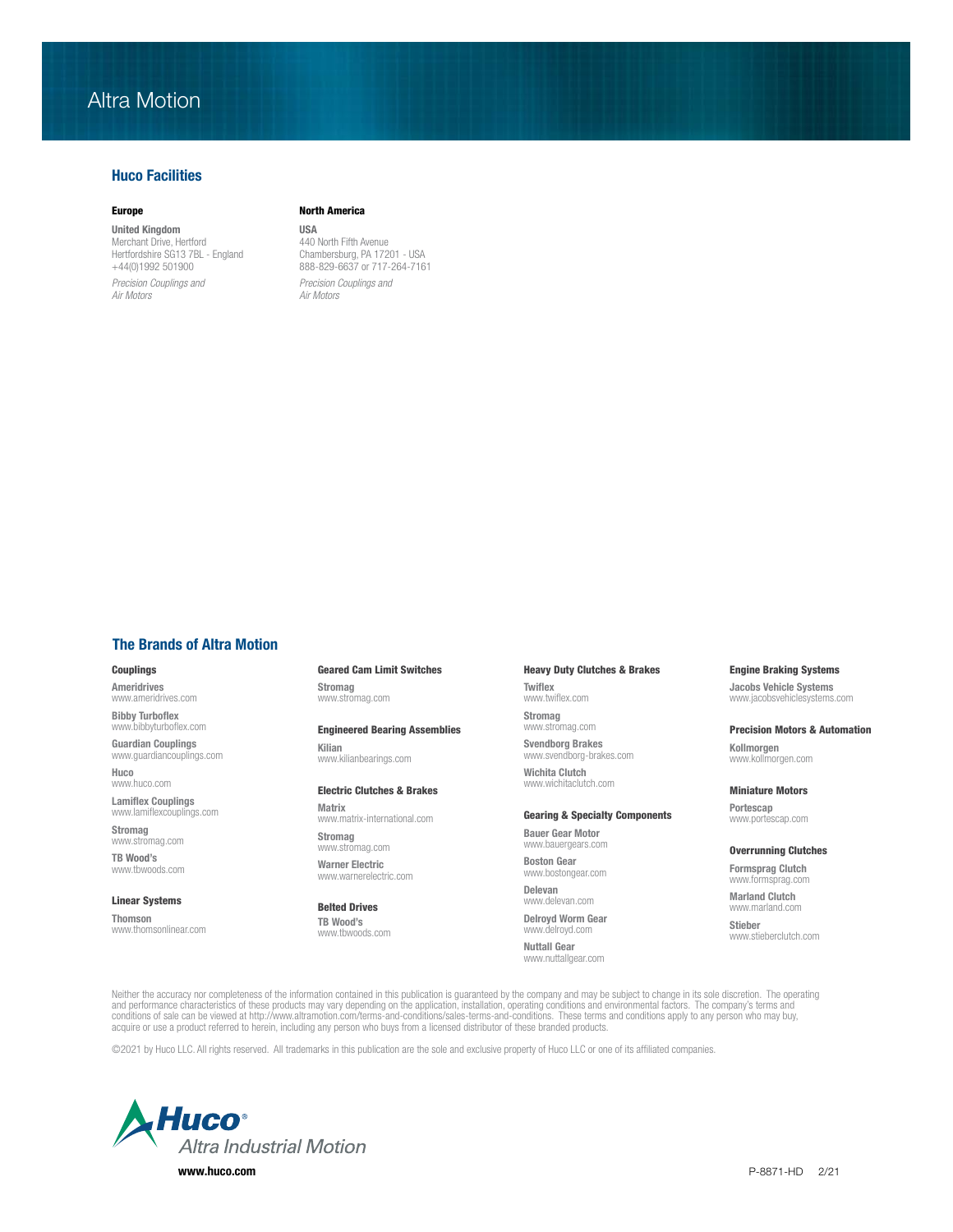# Altra Motion

## Huco Facilities

**Europe**

**United Kingdom**
Merchant Drive, Hertford
Hertfordshire SG13 7BL - England
+44(0)1992 501900

*Precision Couplings and Air Motors*

**North America**

**USA**
440 North Fifth Avenue
Chambersburg, PA 17201 - USA
888-829-6637 or 717-264-7161

*Precision Couplings and Air Motors*

## The Brands of Altra Motion

**Couplings**

**Ameridrives**
www.ameridrives.com

**Bibby Turboflex**
www.bibbyturboflex.com

**Guardian Couplings**
www.guardiancouplings.com

**Huco**
www.huco.com

**Lamiflex Couplings**
www.lamiflexcouplings.com

**Stromag**
www.stromag.com

**TB Wood's**
www.tbwoods.com

**Linear Systems**

**Thomson**
www.thomsonlinear.com

**Geared Cam Limit Switches**

**Stromag**
www.stromag.com

**Engineered Bearing Assemblies**

**Kilian**
www.kilianbearings.com

**Electric Clutches & Brakes**

**Matrix**
www.matrix-international.com

**Stromag**
www.stromag.com

**Warner Electric**
www.warnerelectric.com

**Belted Drives**

**TB Wood's**
www.tbwoods.com

**Heavy Duty Clutches & Brakes**

**Twiflex**
www.twiflex.com

**Stromag**
www.stromag.com

**Svendborg Brakes**
www.svendborg-brakes.com

**Wichita Clutch**
www.wichitaclutch.com

**Gearing & Specialty Components**

**Bauer Gear Motor**
www.bauergears.com

**Boston Gear**
www.bostongear.com

**Delevan**
www.delevan.com

**Delroyd Worm Gear**
www.delroyd.com

**Nuttall Gear**
www.nuttallgear.com

**Engine Braking Systems**

**Jacobs Vehicle Systems**
www.jacobsvehiclesystems.com

**Precision Motors & Automation**

**Kollmorgen**
www.kollmorgen.com

**Miniature Motors**

**Portescap**
www.portescap.com

**Overrunning Clutches**

**Formsprag Clutch**
www.formsprag.com

**Marland Clutch**
www.marland.com

**Stieber**
www.stieberclutch.com

Neither the accuracy nor completeness of the information contained in this publication is guaranteed by the company and may be subject to change in its sole discretion. The operating and performance characteristics of these products may vary depending on the application, installation, operating conditions and environmental factors. The company's terms and conditions of sale can be viewed at http://www.altramotion.com/terms-and-conditions/sales-terms-and-conditions. These terms and conditions apply to any person who may buy, acquire or use a product referred to herein, including any person who buys from a licensed distributor of these branded products.

©2021 by Huco LLC. All rights reserved. All trademarks in this publication are the sole and exclusive property of Huco LLC or one of its affiliated companies.

Huco® Altra Industrial Motion

**www.huco.com**

P-8871-HD 2/21